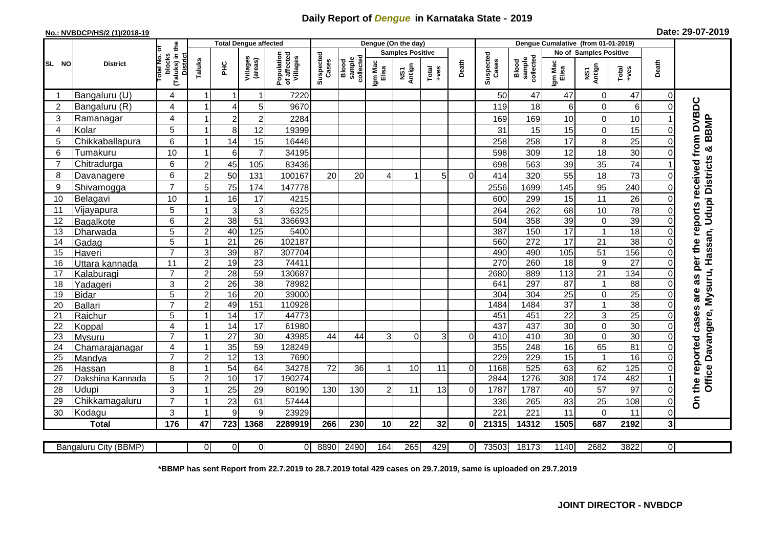# Daily Report of *Dengue* in Karnataka State - 2019

**No.: NVBDCP/HS/2 (1)/2018-19**

**Date: 29-07-2019**

| SL NO | District | Total No. of blocks (Taluks) in the District | Total Dengue affected | | | | Dengue (On the day) | | | | | | | Dengue Cumalative (from 01-01-2019) | | | | | | | |
|---|---|---|---|---|---|---|---|---|---|---|---|---|---|---|---|---|---|---|---|---|---|
| | | | Taluks | PHC | Villages (areas) | Population of affected Villages | Suspected Cases | Blood sample collected | Samples Positive | | | Death | Suspected Cases | Blood sample collected | No of Samples Positive | | | Death | |
| | | | | | | | | | Igm Mac Elisa | NS1 Antign | Total +ves | | | | Igm Mac Elisa | NS1 Antign | Total +ves | | |
| 1 | Bangaluru (U) | 4 | 1 | 1 | 1 | 7220 | | | | | | | 50 | 47 | 47 | 0 | 47 | 0 | On the reported cases are as per the reports received from DVBDC Office Davangere, Mysuru, Hassan, Udupi Districts & BBMP |
| 2 | Bangaluru (R) | 4 | 1 | 4 | 5 | 9670 | | | | | | | 119 | 18 | 6 | 0 | 6 | 0 | |
| 3 | Ramanagar | 4 | 1 | 2 | 2 | 2284 | | | | | | | 169 | 169 | 10 | 0 | 10 | 1 | |
| 4 | Kolar | 5 | 1 | 8 | 12 | 19399 | | | | | | | 31 | 15 | 15 | 0 | 15 | 0 | |
| 5 | Chikkaballapura | 6 | 1 | 14 | 15 | 16446 | | | | | | | 258 | 258 | 17 | 8 | 25 | 0 | |
| 6 | Tumakuru | 10 | 1 | 6 | 7 | 34195 | | | | | | | 598 | 309 | 12 | 18 | 30 | 0 | |
| 7 | Chitradurga | 6 | 2 | 45 | 105 | 83436 | | | | | | | 698 | 563 | 39 | 35 | 74 | 1 | |
| 8 | Davanagere | 6 | 2 | 50 | 131 | 100167 | 20 | 20 | 4 | 1 | 5 | 0 | 414 | 320 | 55 | 18 | 73 | 0 | |
| 9 | Shivamogga | 7 | 5 | 75 | 174 | 147778 | | | | | | | 2556 | 1699 | 145 | 95 | 240 | 0 | |
| 10 | Belagavi | 10 | 1 | 16 | 17 | 4215 | | | | | | | 600 | 299 | 15 | 11 | 26 | 0 | |
| 11 | Vijayapura | 5 | 1 | 3 | 3 | 6325 | | | | | | | 264 | 262 | 68 | 10 | 78 | 0 | |
| 12 | Bagalkote | 6 | 2 | 38 | 51 | 336693 | | | | | | | 504 | 358 | 39 | 0 | 39 | 0 | |
| 13 | Dharwada | 5 | 2 | 40 | 125 | 5400 | | | | | | | 387 | 150 | 17 | 1 | 18 | 0 | |
| 14 | Gadag | 5 | 1 | 21 | 26 | 102187 | | | | | | | 560 | 272 | 17 | 21 | 38 | 0 | |
| 15 | Haveri | 7 | 3 | 39 | 87 | 307704 | | | | | | | 490 | 490 | 105 | 51 | 156 | 0 | |
| 16 | Uttara kannada | 11 | 2 | 19 | 23 | 74411 | | | | | | | 270 | 260 | 18 | 9 | 27 | 0 | |
| 17 | Kalaburagi | 7 | 2 | 28 | 59 | 130687 | | | | | | | 2680 | 889 | 113 | 21 | 134 | 0 | |
| 18 | Yadageri | 3 | 2 | 26 | 38 | 78982 | | | | | | | 641 | 297 | 87 | 1 | 88 | 0 | |
| 19 | Bidar | 5 | 2 | 16 | 20 | 39000 | | | | | | | 304 | 304 | 25 | 0 | 25 | 0 | |
| 20 | Ballari | 7 | 2 | 49 | 151 | 110928 | | | | | | | 1484 | 1484 | 37 | 1 | 38 | 0 | |
| 21 | Raichur | 5 | 1 | 14 | 17 | 44773 | | | | | | | 451 | 451 | 22 | 3 | 25 | 0 | |
| 22 | Koppal | 4 | 1 | 14 | 17 | 61980 | | | | | | | 437 | 437 | 30 | 0 | 30 | 0 | |
| 23 | Mysuru | 7 | 1 | 27 | 30 | 43985 | 44 | 44 | 3 | 0 | 3 | 0 | 410 | 410 | 30 | 0 | 30 | 0 | |
| 24 | Chamarajanagar | 4 | 1 | 35 | 59 | 128249 | | | | | | | 355 | 248 | 16 | 65 | 81 | 0 | |
| 25 | Mandya | 7 | 2 | 12 | 13 | 7690 | | | | | | | 229 | 229 | 15 | 1 | 16 | 0 | |
| 26 | Hassan | 8 | 1 | 54 | 64 | 34278 | 72 | 36 | 1 | 10 | 11 | 0 | 1168 | 525 | 63 | 62 | 125 | 0 | |
| 27 | Dakshina Kannada | 5 | 2 | 10 | 17 | 190274 | | | | | | | 2844 | 1276 | 308 | 174 | 482 | 1 | |
| 28 | Udupi | 3 | 1 | 25 | 29 | 80190 | 130 | 130 | 2 | 11 | 13 | 0 | 1787 | 1787 | 40 | 57 | 97 | 0 | |
| 29 | Chikkamagaluru | 7 | 1 | 23 | 61 | 57444 | | | | | | | 336 | 265 | 83 | 25 | 108 | 0 | |
| 30 | Kodagu | 3 | 1 | 9 | 9 | 23929 | | | | | | | 221 | 221 | 11 | 0 | 11 | 0 | |
| | **Total** | **176** | **47** | **723** | **1368** | **2289919** | **266** | **230** | **10** | **22** | **32** | **0** | **21315** | **14312** | **1505** | **687** | **2192** | **3** | |
| | Bangaluru City (BBMP) | | 0 | 0 | 0 | 0 | 8890 | 2490 | 164 | 265 | 429 | 0 | 73503 | 18173 | 1140 | 2682 | 3822 | 0 | |

**\*BBMP has sent Report from 22.7.2019 to 28.7.2019 total 429 cases on 29.7.2019, same is uploaded on 29.7.2019**

**JOINT DIRECTOR - NVBDCP**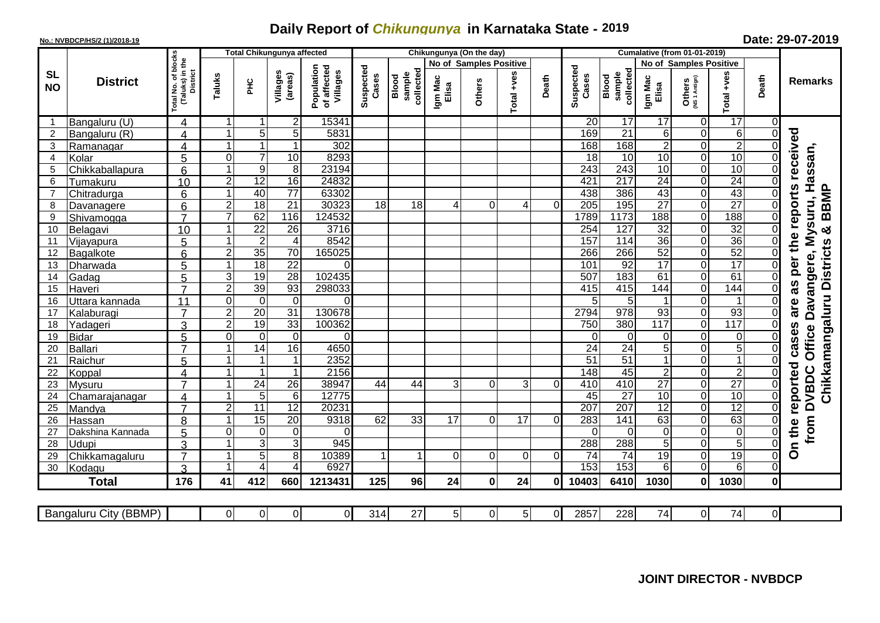# Daily Report of *Chikungunya* in Karnataka State - 2019

**No.: NVBDCP/HS/2 (1)/2018-19**

**Date: 29-07-2019**

| SL NO | District | Total No. of blocks (Taluks) in the District | Total Chikungunya affected | | | | Chikungunya (On the day) | | | | | | | Cumalative (from 01-01-2019) | | | | | | | Remarks |
|---|---|---|---|---|---|---|---|---|---|---|---|---|---|---|---|---|---|---|---|---|---|
| | | | Taluks | PHC | Villages (areas) | Population of affected Villages | Suspected Cases | Blood sample collected | No of Samples Positive | | | Death | Suspected Cases | Blood sample collected | No of Samples Positive | | | Death | |
| | | | | | | | | | Igm Mac Elisa | Others | Total +ves | | | | Igm Mac Elisa | Others (NS 1 Antign) | Total +ves | | |
| 1 | Bangaluru (U) | 4 | 1 | 1 | 2 | 15341 | | | | | | | 20 | 17 | 17 | 0 | 17 | 0 | On the reported cases are as per the reports received from DVBDC Office Davangere, Mysuru, Hassan, Chikkamangaluru Districts & BBMP |
| 2 | Bangaluru (R) | 4 | 1 | 5 | 5 | 5831 | | | | | | | 169 | 21 | 6 | 0 | 6 | 0 | |
| 3 | Ramanagar | 4 | 1 | 1 | 1 | 302 | | | | | | | 168 | 168 | 2 | 0 | 2 | 0 | |
| 4 | Kolar | 5 | 0 | 7 | 10 | 8293 | | | | | | | 18 | 10 | 10 | 0 | 10 | 0 | |
| 5 | Chikkaballapura | 6 | 1 | 9 | 8 | 23194 | | | | | | | 243 | 243 | 10 | 0 | 10 | 0 | |
| 6 | Tumakuru | 10 | 2 | 12 | 16 | 24832 | | | | | | | 421 | 217 | 24 | 0 | 24 | 0 | |
| 7 | Chitradurga | 6 | 1 | 40 | 77 | 63302 | | | | | | | 438 | 386 | 43 | 0 | 43 | 0 | |
| 8 | Davanagere | 6 | 2 | 18 | 21 | 30323 | 18 | 18 | 4 | 0 | 4 | 0 | 205 | 195 | 27 | 0 | 27 | 0 | |
| 9 | Shivamogga | 7 | 7 | 62 | 116 | 124532 | | | | | | | 1789 | 1173 | 188 | 0 | 188 | 0 | |
| 10 | Belagavi | 10 | 1 | 22 | 26 | 3716 | | | | | | | 254 | 127 | 32 | 0 | 32 | 0 | |
| 11 | Vijayapura | 5 | 1 | 2 | 4 | 8542 | | | | | | | 157 | 114 | 36 | 0 | 36 | 0 | |
| 12 | Bagalkote | 6 | 2 | 35 | 70 | 165025 | | | | | | | 266 | 266 | 52 | 0 | 52 | 0 | |
| 13 | Dharwada | 5 | 1 | 18 | 22 | 0 | | | | | | | 101 | 92 | 17 | 0 | 17 | 0 | |
| 14 | Gadag | 5 | 3 | 19 | 28 | 102435 | | | | | | | 507 | 183 | 61 | 0 | 61 | 0 | |
| 15 | Haveri | 7 | 2 | 39 | 93 | 298033 | | | | | | | 415 | 415 | 144 | 0 | 144 | 0 | |
| 16 | Uttara kannada | 11 | 0 | 0 | 0 | 0 | | | | | | | 5 | 5 | 1 | 0 | 1 | 0 | |
| 17 | Kalaburagi | 7 | 2 | 20 | 31 | 130678 | | | | | | | 2794 | 978 | 93 | 0 | 93 | 0 | |
| 18 | Yadageri | 3 | 2 | 19 | 33 | 100362 | | | | | | | 750 | 380 | 117 | 0 | 117 | 0 | |
| 19 | Bidar | 5 | 0 | 0 | 0 | 0 | | | | | | | 0 | 0 | 0 | 0 | 0 | 0 | |
| 20 | Ballari | 7 | 1 | 14 | 16 | 4650 | | | | | | | 24 | 24 | 5 | 0 | 5 | 0 | |
| 21 | Raichur | 5 | 1 | 1 | 1 | 2352 | | | | | | | 51 | 51 | 1 | 0 | 1 | 0 | |
| 22 | Koppal | 4 | 1 | 1 | 1 | 2156 | | | | | | | 148 | 45 | 2 | 0 | 2 | 0 | |
| 23 | Mysuru | 7 | 1 | 24 | 26 | 38947 | 44 | 44 | 3 | 0 | 3 | 0 | 410 | 410 | 27 | 0 | 27 | 0 | |
| 24 | Chamarajanagar | 4 | 1 | 5 | 6 | 12775 | | | | | | | 45 | 27 | 10 | 0 | 10 | 0 | |
| 25 | Mandya | 7 | 2 | 11 | 12 | 20231 | | | | | | | 207 | 207 | 12 | 0 | 12 | 0 | |
| 26 | Hassan | 8 | 1 | 15 | 20 | 9318 | 62 | 33 | 17 | 0 | 17 | 0 | 283 | 141 | 63 | 0 | 63 | 0 | |
| 27 | Dakshina Kannada | 5 | 0 | 0 | 0 | 0 | | | | | | | 0 | 0 | 0 | 0 | 0 | 0 | |
| 28 | Udupi | 3 | 1 | 3 | 3 | 945 | | | | | | | 288 | 288 | 5 | 0 | 5 | 0 | |
| 29 | Chikkamagaluru | 7 | 1 | 5 | 8 | 10389 | 1 | 1 | 0 | 0 | 0 | 0 | 74 | 74 | 19 | 0 | 19 | 0 | |
| 30 | Kodagu | 3 | 1 | 4 | 4 | 6927 | | | | | | | 153 | 153 | 6 | 0 | 6 | 0 | |
| | **Total** | **176** | **41** | **412** | **660** | **1213431** | **125** | **96** | **24** | **0** | **24** | **0** | **10403** | **6410** | **1030** | **0** | **1030** | **0** | |

| | | | | | | | | | | | | | | | | | | |
|---|---|---|---|---|---|---|---|---|---|---|---|---|---|---|---|---|---|---|
| Bangaluru City (BBMP) | | 0 | 0 | 0 | 0 | 314 | 27 | 5 | 0 | 5 | 0 | 2857 | 228 | 74 | 0 | 74 | 0 | |

**JOINT DIRECTOR - NVBDCP**